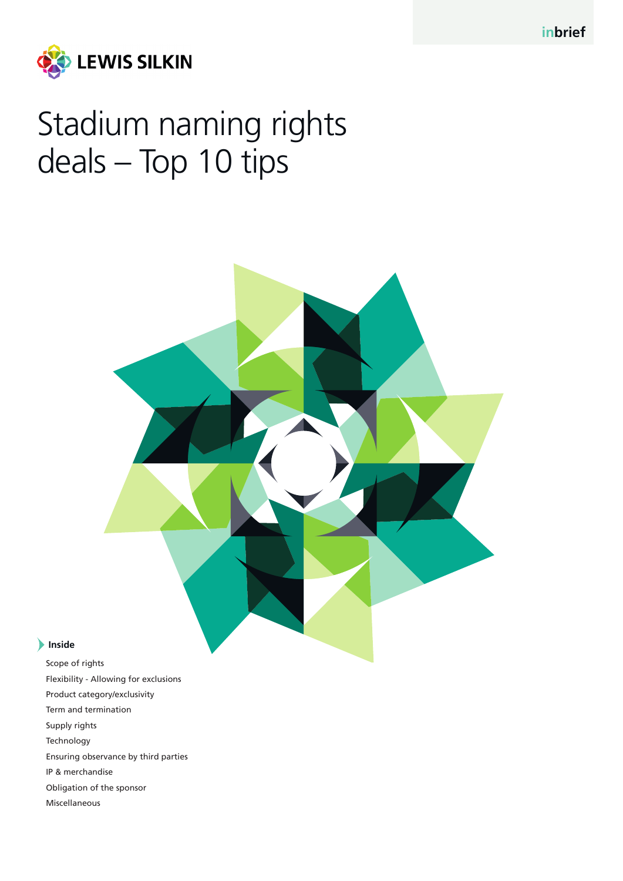inbrief

LEWIS SILKIN

# Stadium naming rights deals – Top 10 tips

**Inside**

- Scope of rights
- Flexibility - Allowing for exclusions
- Product category/exclusivity
- Term and termination
- Supply rights
- Technology
- Ensuring observance by third parties
- IP & merchandise
- Obligation of the sponsor
- Miscellaneous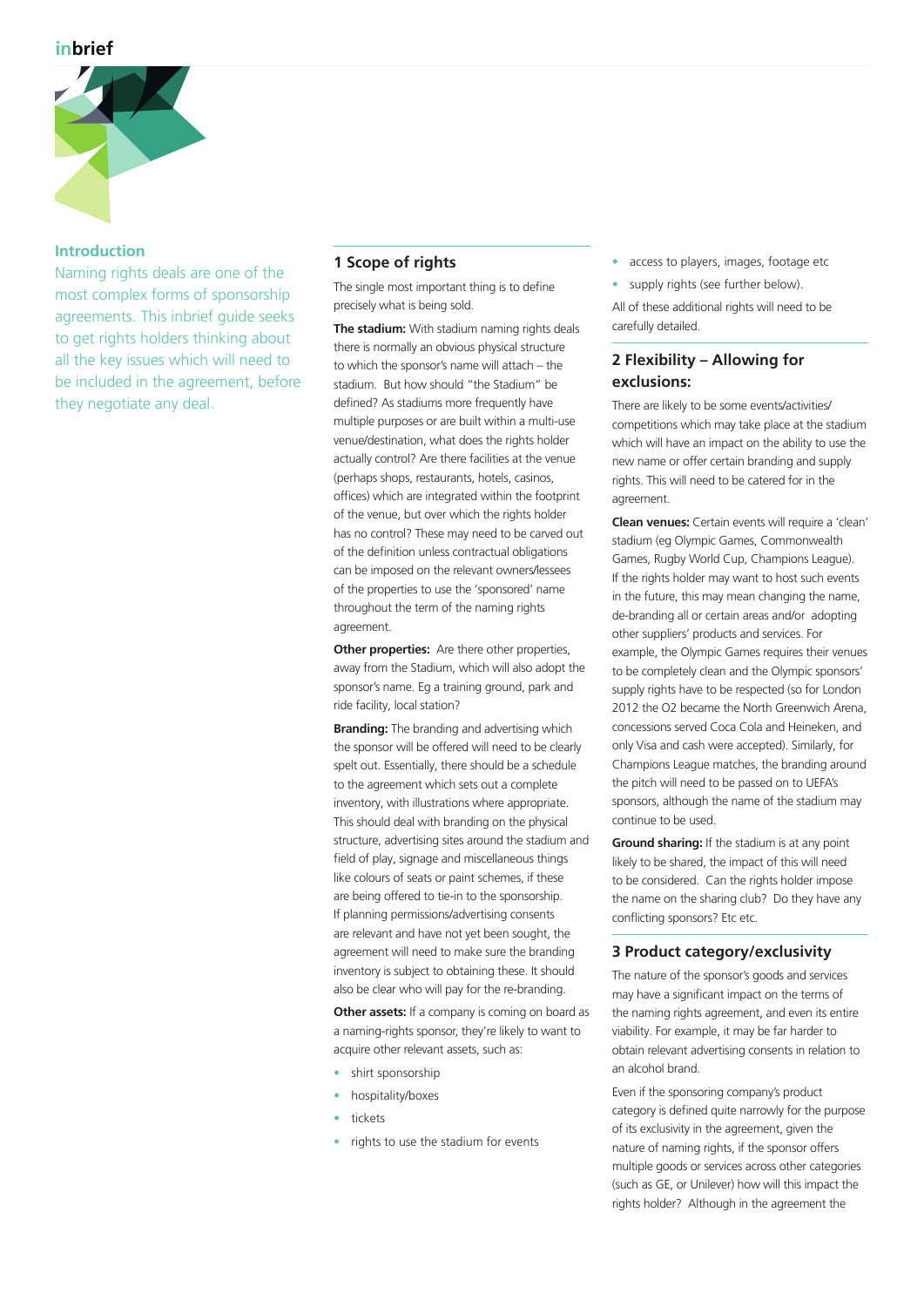## Introduction

Naming rights deals are one of the most complex forms of sponsorship agreements. This inbrief guide seeks to get rights holders thinking about all the key issues which will need to be included in the agreement, before they negotiate any deal.

## 1 Scope of rights

The single most important thing is to define precisely what is being sold.

**The stadium:** With stadium naming rights deals there is normally an obvious physical structure to which the sponsor's name will attach – the stadium. But how should "the Stadium" be defined? As stadiums more frequently have multiple purposes or are built within a multi-use venue/destination, what does the rights holder actually control? Are there facilities at the venue (perhaps shops, restaurants, hotels, casinos, offices) which are integrated within the footprint of the venue, but over which the rights holder has no control? These may need to be carved out of the definition unless contractual obligations can be imposed on the relevant owners/lessees of the properties to use the 'sponsored' name throughout the term of the naming rights agreement.

**Other properties:** Are there other properties, away from the Stadium, which will also adopt the sponsor's name. Eg a training ground, park and ride facility, local station?

**Branding:** The branding and advertising which the sponsor will be offered will need to be clearly spelt out. Essentially, there should be a schedule to the agreement which sets out a complete inventory, with illustrations where appropriate. This should deal with branding on the physical structure, advertising sites around the stadium and field of play, signage and miscellaneous things like colours of seats or paint schemes, if these are being offered to tie-in to the sponsorship. If planning permissions/advertising consents are relevant and have not yet been sought, the agreement will need to make sure the branding inventory is subject to obtaining these. It should also be clear who will pay for the re-branding.

**Other assets:** If a company is coming on board as a naming-rights sponsor, they're likely to want to acquire other relevant assets, such as:

- shirt sponsorship
- hospitality/boxes
- tickets
- rights to use the stadium for events
- access to players, images, footage etc
- supply rights (see further below).

All of these additional rights will need to be carefully detailed.

## 2 Flexibility – Allowing for exclusions:

There are likely to be some events/activities/competitions which may take place at the stadium which will have an impact on the ability to use the new name or offer certain branding and supply rights. This will need to be catered for in the agreement.

**Clean venues:** Certain events will require a 'clean' stadium (eg Olympic Games, Commonwealth Games, Rugby World Cup, Champions League). If the rights holder may want to host such events in the future, this may mean changing the name, de-branding all or certain areas and/or adopting other suppliers' products and services. For example, the Olympic Games requires their venues to be completely clean and the Olympic sponsors' supply rights have to be respected (so for London 2012 the O2 became the North Greenwich Arena, concessions served Coca Cola and Heineken, and only Visa and cash were accepted). Similarly, for Champions League matches, the branding around the pitch will need to be passed on to UEFA's sponsors, although the name of the stadium may continue to be used.

**Ground sharing:** If the stadium is at any point likely to be shared, the impact of this will need to be considered. Can the rights holder impose the name on the sharing club? Do they have any conflicting sponsors? Etc etc.

## 3 Product category/exclusivity

The nature of the sponsor's goods and services may have a significant impact on the terms of the naming rights agreement, and even its entire viability. For example, it may be far harder to obtain relevant advertising consents in relation to an alcohol brand.

Even if the sponsoring company's product category is defined quite narrowly for the purpose of its exclusivity in the agreement, given the nature of naming rights, if the sponsor offers multiple goods or services across other categories (such as GE, or Unilever) how will this impact the rights holder? Although in the agreement the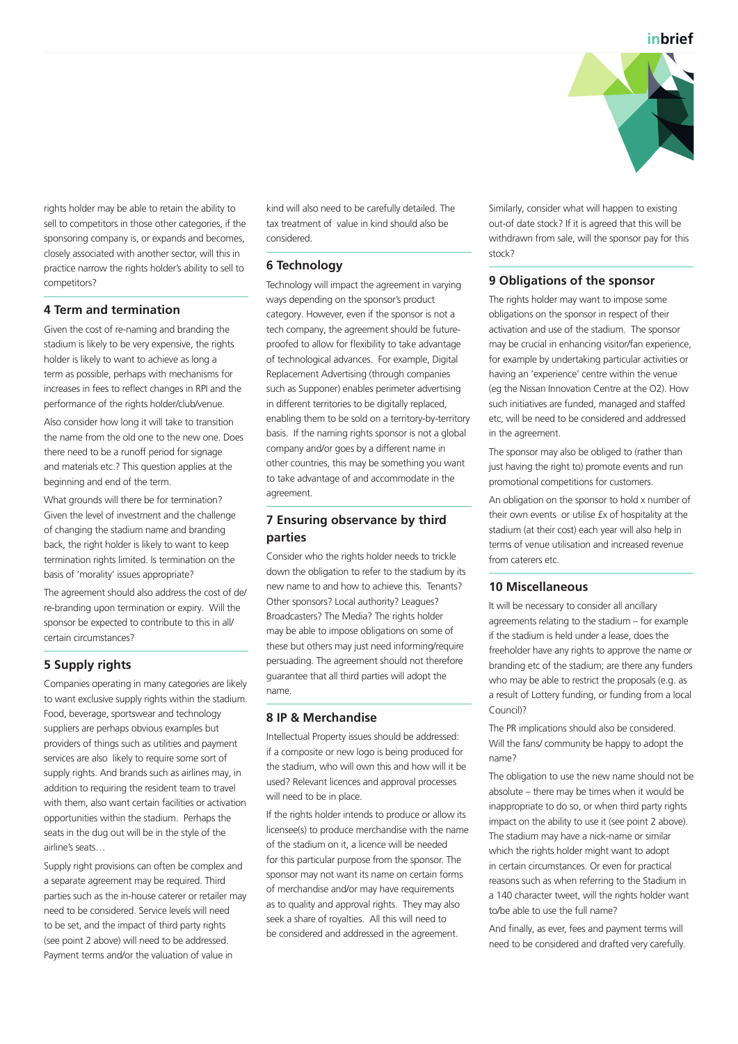rights holder may be able to retain the ability to sell to competitors in those other categories, if the sponsoring company is, or expands and becomes, closely associated with another sector, will this in practice narrow the rights holder's ability to sell to competitors?

## 4 Term and termination

Given the cost of re-naming and branding the stadium is likely to be very expensive, the rights holder is likely to want to achieve as long a term as possible, perhaps with mechanisms for increases in fees to reflect changes in RPI and the performance of the rights holder/club/venue.

Also consider how long it will take to transition the name from the old one to the new one. Does there need to be a runoff period for signage and materials etc.? This question applies at the beginning and end of the term.

What grounds will there be for termination? Given the level of investment and the challenge of changing the stadium name and branding back, the right holder is likely to want to keep termination rights limited. Is termination on the basis of 'morality' issues appropriate?

The agreement should also address the cost of de/re-branding upon termination or expiry. Will the sponsor be expected to contribute to this in all/certain circumstances?

## 5 Supply rights

Companies operating in many categories are likely to want exclusive supply rights within the stadium. Food, beverage, sportswear and technology suppliers are perhaps obvious examples but providers of things such as utilities and payment services are also likely to require some sort of supply rights. And brands such as airlines may, in addition to requiring the resident team to travel with them, also want certain facilities or activation opportunities within the stadium. Perhaps the seats in the dug out will be in the style of the airline's seats…

Supply right provisions can often be complex and a separate agreement may be required. Third parties such as the in-house caterer or retailer may need to be considered. Service levels will need to be set, and the impact of third party rights (see point 2 above) will need to be addressed. Payment terms and/or the valuation of value in kind will also need to be carefully detailed. The tax treatment of value in kind should also be considered.

## 6 Technology

Technology will impact the agreement in varying ways depending on the sponsor's product category. However, even if the sponsor is not a tech company, the agreement should be future-proofed to allow for flexibility to take advantage of technological advances. For example, Digital Replacement Advertising (through companies such as Supponer) enables perimeter advertising in different territories to be digitally replaced, enabling them to be sold on a territory-by-territory basis. If the naming rights sponsor is not a global company and/or goes by a different name in other countries, this may be something you want to take advantage of and accommodate in the agreement.

## 7 Ensuring observance by third parties

Consider who the rights holder needs to trickle down the obligation to refer to the stadium by its new name to and how to achieve this. Tenants? Other sponsors? Local authority? Leagues? Broadcasters? The Media? The rights holder may be able to impose obligations on some of these but others may just need informing/require persuading. The agreement should not therefore guarantee that all third parties will adopt the name.

## 8 IP & Merchandise

Intellectual Property issues should be addressed: if a composite or new logo is being produced for the stadium, who will own this and how will it be used? Relevant licences and approval processes will need to be in place.

If the rights holder intends to produce or allow its licensee(s) to produce merchandise with the name of the stadium on it, a licence will be needed for this particular purpose from the sponsor. The sponsor may not want its name on certain forms of merchandise and/or may have requirements as to quality and approval rights. They may also seek a share of royalties. All this will need to be considered and addressed in the agreement.

Similarly, consider what will happen to existing out-of date stock? If it is agreed that this will be withdrawn from sale, will the sponsor pay for this stock?

## 9 Obligations of the sponsor

The rights holder may want to impose some obligations on the sponsor in respect of their activation and use of the stadium. The sponsor may be crucial in enhancing visitor/fan experience, for example by undertaking particular activities or having an 'experience' centre within the venue (eg the Nissan Innovation Centre at the O2). How such initiatives are funded, managed and staffed etc, will be need to be considered and addressed in the agreement.

The sponsor may also be obliged to (rather than just having the right to) promote events and run promotional competitions for customers.

An obligation on the sponsor to hold x number of their own events or utilise £x of hospitality at the stadium (at their cost) each year will also help in terms of venue utilisation and increased revenue from caterers etc.

## 10 Miscellaneous

It will be necessary to consider all ancillary agreements relating to the stadium – for example if the stadium is held under a lease, does the freeholder have any rights to approve the name or branding etc of the stadium; are there any funders who may be able to restrict the proposals (e.g. as a result of Lottery funding, or funding from a local Council)?

The PR implications should also be considered. Will the fans/ community be happy to adopt the name?

The obligation to use the new name should not be absolute – there may be times when it would be inappropriate to do so, or when third party rights impact on the ability to use it (see point 2 above). The stadium may have a nick-name or similar which the rights holder might want to adopt in certain circumstances. Or even for practical reasons such as when referring to the Stadium in a 140 character tweet, will the rights holder want to/be able to use the full name?

And finally, as ever, fees and payment terms will need to be considered and drafted very carefully.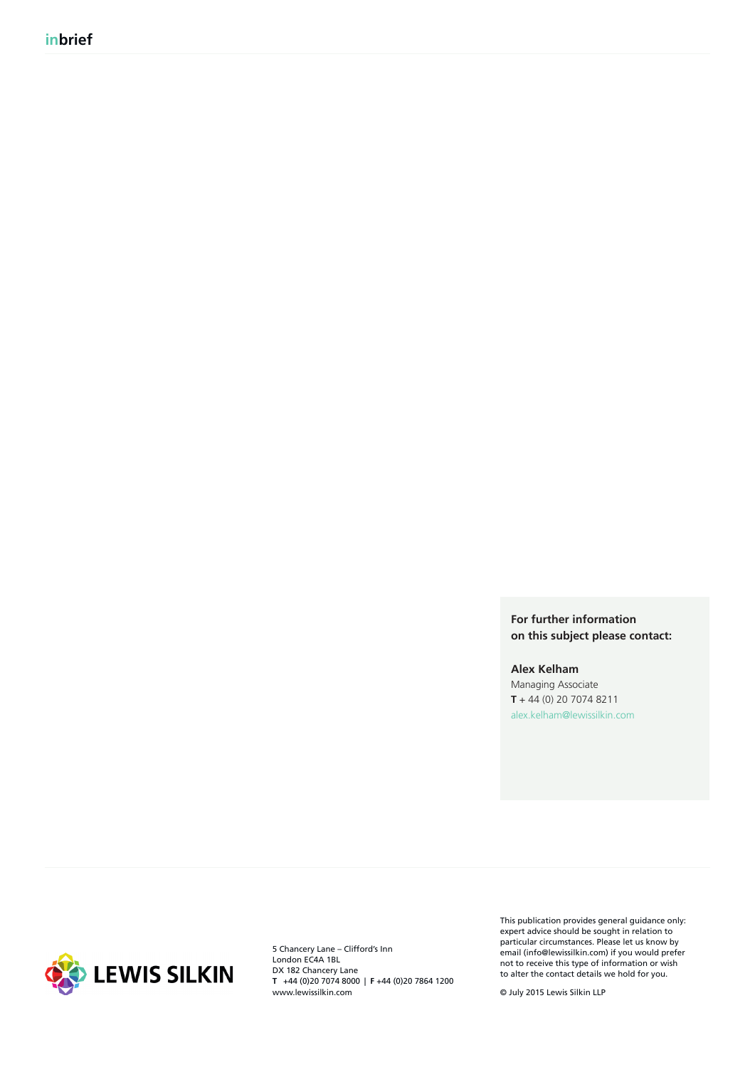**For further information on this subject please contact:**

**Alex Kelham**
Managing Associate
**T** + 44 (0) 20 7074 8211
alex.kelham@lewissilkin.com

LEWIS SILKIN

5 Chancery Lane – Clifford's Inn
London EC4A 1BL
DX 182 Chancery Lane
**T** +44 (0)20 7074 8000 | **F** +44 (0)20 7864 1200
www.lewissilkin.com

This publication provides general guidance only: expert advice should be sought in relation to particular circumstances. Please let us know by email (info@lewissilkin.com) if you would prefer not to receive this type of information or wish to alter the contact details we hold for you.

© July 2015 Lewis Silkin LLP